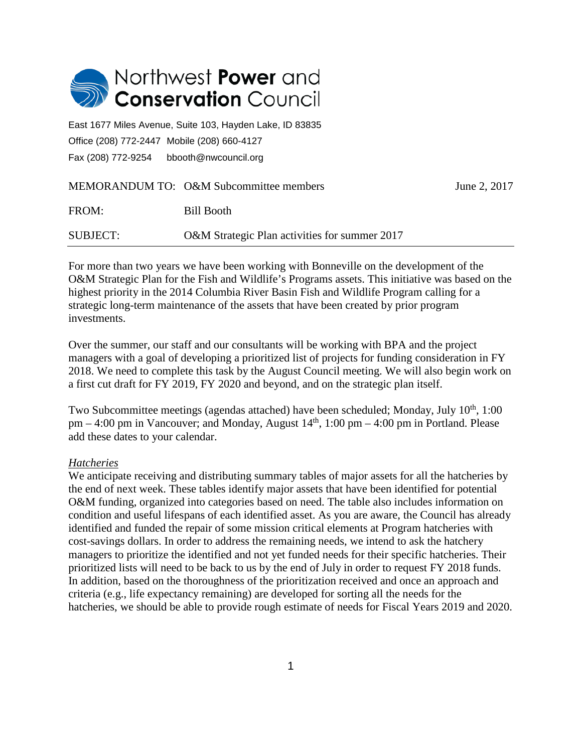# Northwest **Power** and **Conservation** Council

East 1677 Miles Avenue, Suite 103, Hayden Lake, ID 83835
Office (208) 772-2447 Mobile (208) 660-4127
Fax (208) 772-9254 bbooth@nwcouncil.org

MEMORANDUM TO: O&M Subcommittee members June 2, 2017

FROM: Bill Booth

SUBJECT: O&M Strategic Plan activities for summer 2017

---

For more than two years we have been working with Bonneville on the development of the O&M Strategic Plan for the Fish and Wildlife's Programs assets. This initiative was based on the highest priority in the 2014 Columbia River Basin Fish and Wildlife Program calling for a strategic long-term maintenance of the assets that have been created by prior program investments.

Over the summer, our staff and our consultants will be working with BPA and the project managers with a goal of developing a prioritized list of projects for funding consideration in FY 2018. We need to complete this task by the August Council meeting. We will also begin work on a first cut draft for FY 2019, FY 2020 and beyond, and on the strategic plan itself.

Two Subcommittee meetings (agendas attached) have been scheduled; Monday, July 10th, 1:00 pm – 4:00 pm in Vancouver; and Monday, August 14th, 1:00 pm – 4:00 pm in Portland. Please add these dates to your calendar.

*Hatcheries*

We anticipate receiving and distributing summary tables of major assets for all the hatcheries by the end of next week. These tables identify major assets that have been identified for potential O&M funding, organized into categories based on need. The table also includes information on condition and useful lifespans of each identified asset. As you are aware, the Council has already identified and funded the repair of some mission critical elements at Program hatcheries with cost-savings dollars. In order to address the remaining needs, we intend to ask the hatchery managers to prioritize the identified and not yet funded needs for their specific hatcheries. Their prioritized lists will need to be back to us by the end of July in order to request FY 2018 funds. In addition, based on the thoroughness of the prioritization received and once an approach and criteria (e.g., life expectancy remaining) are developed for sorting all the needs for the hatcheries, we should be able to provide rough estimate of needs for Fiscal Years 2019 and 2020.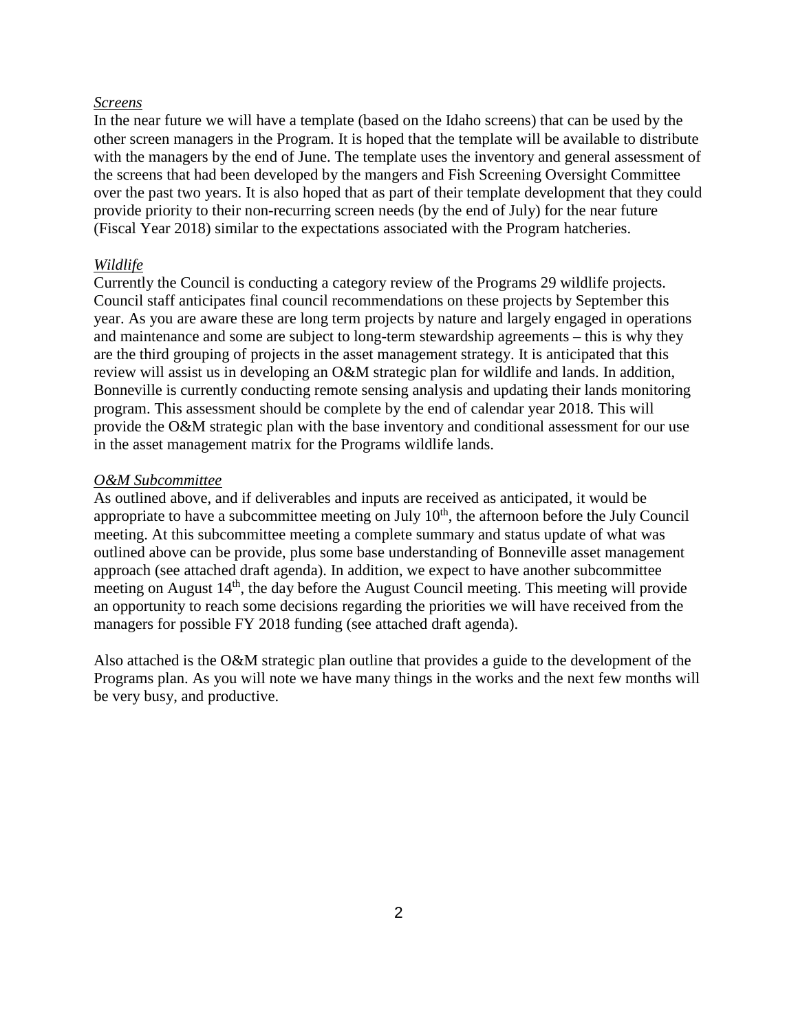*Screens*

In the near future we will have a template (based on the Idaho screens) that can be used by the other screen managers in the Program. It is hoped that the template will be available to distribute with the managers by the end of June. The template uses the inventory and general assessment of the screens that had been developed by the mangers and Fish Screening Oversight Committee over the past two years. It is also hoped that as part of their template development that they could provide priority to their non-recurring screen needs (by the end of July) for the near future (Fiscal Year 2018) similar to the expectations associated with the Program hatcheries.

*Wildlife*

Currently the Council is conducting a category review of the Programs 29 wildlife projects. Council staff anticipates final council recommendations on these projects by September this year. As you are aware these are long term projects by nature and largely engaged in operations and maintenance and some are subject to long-term stewardship agreements – this is why they are the third grouping of projects in the asset management strategy. It is anticipated that this review will assist us in developing an O&M strategic plan for wildlife and lands. In addition, Bonneville is currently conducting remote sensing analysis and updating their lands monitoring program. This assessment should be complete by the end of calendar year 2018. This will provide the O&M strategic plan with the base inventory and conditional assessment for our use in the asset management matrix for the Programs wildlife lands.

*O&M Subcommittee*

As outlined above, and if deliverables and inputs are received as anticipated, it would be appropriate to have a subcommittee meeting on July 10th, the afternoon before the July Council meeting. At this subcommittee meeting a complete summary and status update of what was outlined above can be provide, plus some base understanding of Bonneville asset management approach (see attached draft agenda). In addition, we expect to have another subcommittee meeting on August 14th, the day before the August Council meeting. This meeting will provide an opportunity to reach some decisions regarding the priorities we will have received from the managers for possible FY 2018 funding (see attached draft agenda).

Also attached is the O&M strategic plan outline that provides a guide to the development of the Programs plan. As you will note we have many things in the works and the next few months will be very busy, and productive.